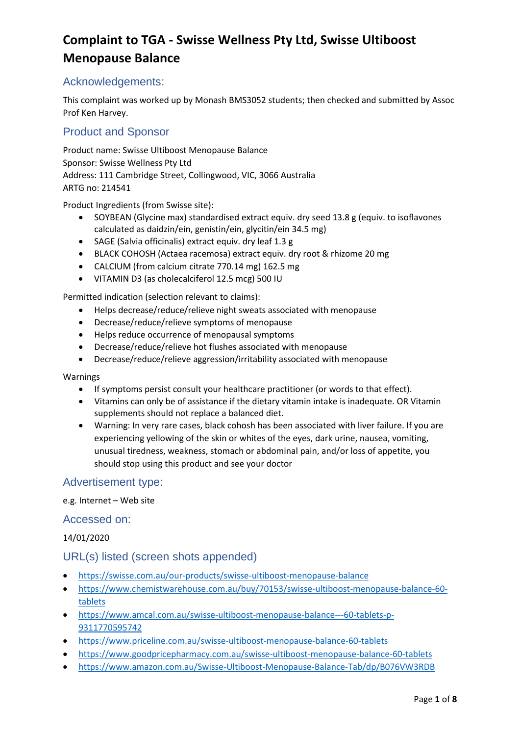# Complaint to TGA - Swisse Wellness Pty Ltd, Swisse Ultiboost Menopause Balance

## Acknowledgements:

This complaint was worked up by Monash BMS3052 students; then checked and submitted by Assoc Prof Ken Harvey.

## Product and Sponsor

Product name: Swisse Ultiboost Menopause Balance
Sponsor: Swisse Wellness Pty Ltd
Address: 111 Cambridge Street, Collingwood, VIC, 3066 Australia
ARTG no: 214541

Product Ingredients (from Swisse site):

- SOYBEAN (Glycine max) standardised extract equiv. dry seed 13.8 g (equiv. to isoflavones calculated as daidzin/ein, genistin/ein, glycitin/ein 34.5 mg)
- SAGE (Salvia officinalis) extract equiv. dry leaf 1.3 g
- BLACK COHOSH (Actaea racemosa) extract equiv. dry root & rhizome 20 mg
- CALCIUM (from calcium citrate 770.14 mg) 162.5 mg
- VITAMIN D3 (as cholecalciferol 12.5 mcg) 500 IU

Permitted indication (selection relevant to claims):

- Helps decrease/reduce/relieve night sweats associated with menopause
- Decrease/reduce/relieve symptoms of menopause
- Helps reduce occurrence of menopausal symptoms
- Decrease/reduce/relieve hot flushes associated with menopause
- Decrease/reduce/relieve aggression/irritability associated with menopause

Warnings

- If symptoms persist consult your healthcare practitioner (or words to that effect).
- Vitamins can only be of assistance if the dietary vitamin intake is inadequate. OR Vitamin supplements should not replace a balanced diet.
- Warning: In very rare cases, black cohosh has been associated with liver failure. If you are experiencing yellowing of the skin or whites of the eyes, dark urine, nausea, vomiting, unusual tiredness, weakness, stomach or abdominal pain, and/or loss of appetite, you should stop using this product and see your doctor

## Advertisement type:

e.g. Internet – Web site

## Accessed on:

14/01/2020

## URL(s) listed (screen shots appended)

- https://swisse.com.au/our-products/swisse-ultiboost-menopause-balance
- https://www.chemistwarehouse.com.au/buy/70153/swisse-ultiboost-menopause-balance-60-tablets
- https://www.amcal.com.au/swisse-ultiboost-menopause-balance---60-tablets-p-9311770595742
- https://www.priceline.com.au/swisse-ultiboost-menopause-balance-60-tablets
- https://www.goodpricepharmacy.com.au/swisse-ultiboost-menopause-balance-60-tablets
- https://www.amazon.com.au/Swisse-Ultiboost-Menopause-Balance-Tab/dp/B076VW3RDB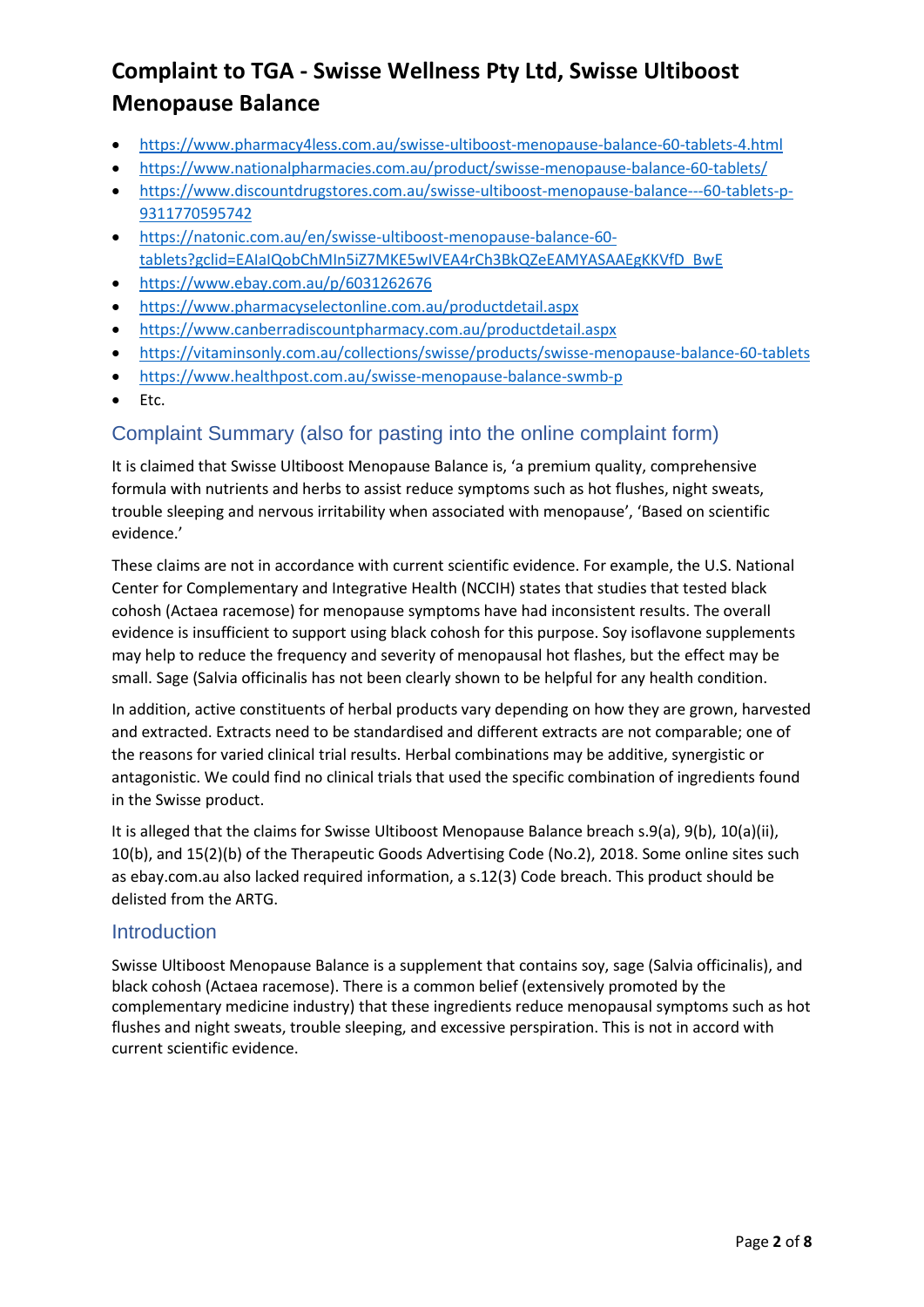# Complaint to TGA - Swisse Wellness Pty Ltd, Swisse Ultiboost Menopause Balance

- https://www.pharmacy4less.com.au/swisse-ultiboost-menopause-balance-60-tablets-4.html
- https://www.nationalpharmacies.com.au/product/swisse-menopause-balance-60-tablets/
- https://www.discountdrugstores.com.au/swisse-ultiboost-menopause-balance---60-tablets-p-9311770595742
- https://natonic.com.au/en/swisse-ultiboost-menopause-balance-60-tablets?gclid=EAIaIQobChMIn5iZ7MKE5wIVEA4rCh3BkQZeEAMYASAAEgKKVfD_BwE
- https://www.ebay.com.au/p/6031262676
- https://www.pharmacyselectonline.com.au/productdetail.aspx
- https://www.canberradiscountpharmacy.com.au/productdetail.aspx
- https://vitaminsonly.com.au/collections/swisse/products/swisse-menopause-balance-60-tablets
- https://www.healthpost.com.au/swisse-menopause-balance-swmb-p
- Etc.

## Complaint Summary (also for pasting into the online complaint form)

It is claimed that Swisse Ultiboost Menopause Balance is, 'a premium quality, comprehensive formula with nutrients and herbs to assist reduce symptoms such as hot flushes, night sweats, trouble sleeping and nervous irritability when associated with menopause', 'Based on scientific evidence.'

These claims are not in accordance with current scientific evidence. For example, the U.S. National Center for Complementary and Integrative Health (NCCIH) states that studies that tested black cohosh (Actaea racemose) for menopause symptoms have had inconsistent results. The overall evidence is insufficient to support using black cohosh for this purpose. Soy isoflavone supplements may help to reduce the frequency and severity of menopausal hot flashes, but the effect may be small. Sage (Salvia officinalis has not been clearly shown to be helpful for any health condition.

In addition, active constituents of herbal products vary depending on how they are grown, harvested and extracted. Extracts need to be standardised and different extracts are not comparable; one of the reasons for varied clinical trial results. Herbal combinations may be additive, synergistic or antagonistic. We could find no clinical trials that used the specific combination of ingredients found in the Swisse product.

It is alleged that the claims for Swisse Ultiboost Menopause Balance breach s.9(a), 9(b), 10(a)(ii), 10(b), and 15(2)(b) of the Therapeutic Goods Advertising Code (No.2), 2018. Some online sites such as ebay.com.au also lacked required information, a s.12(3) Code breach. This product should be delisted from the ARTG.

## Introduction

Swisse Ultiboost Menopause Balance is a supplement that contains soy, sage (Salvia officinalis), and black cohosh (Actaea racemose). There is a common belief (extensively promoted by the complementary medicine industry) that these ingredients reduce menopausal symptoms such as hot flushes and night sweats, trouble sleeping, and excessive perspiration. This is not in accord with current scientific evidence.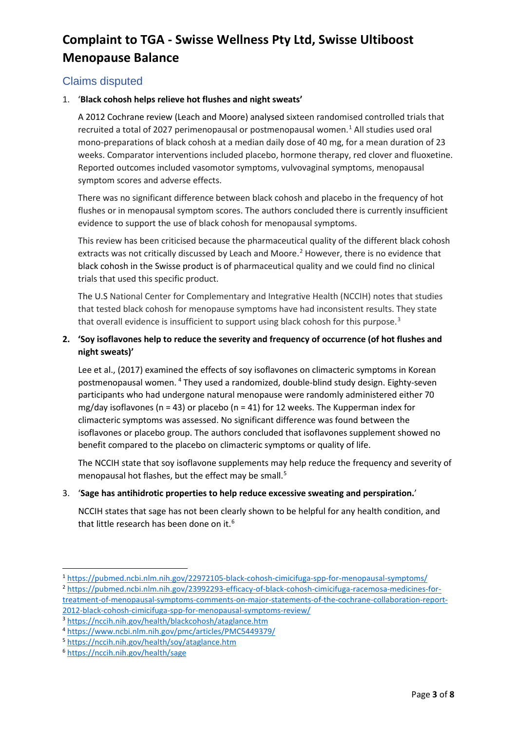# Complaint to TGA - Swisse Wellness Pty Ltd, Swisse Ultiboost Menopause Balance

## Claims disputed

1. '**Black cohosh helps relieve hot flushes and night sweats**'

   A 2012 Cochrane review (Leach and Moore) analysed sixteen randomised controlled trials that recruited a total of 2027 perimenopausal or postmenopausal women.[1] All studies used oral mono-preparations of black cohosh at a median daily dose of 40 mg, for a mean duration of 23 weeks. Comparator interventions included placebo, hormone therapy, red clover and fluoxetine. Reported outcomes included vasomotor symptoms, vulvovaginal symptoms, menopausal symptom scores and adverse effects.

   There was no significant difference between black cohosh and placebo in the frequency of hot flushes or in menopausal symptom scores. The authors concluded there is currently insufficient evidence to support the use of black cohosh for menopausal symptoms.

   This review has been criticised because the pharmaceutical quality of the different black cohosh extracts was not critically discussed by Leach and Moore.[2] However, there is no evidence that black cohosh in the Swisse product is of pharmaceutical quality and we could find no clinical trials that used this specific product.

   The U.S National Center for Complementary and Integrative Health (NCCIH) notes that studies that tested black cohosh for menopause symptoms have had inconsistent results. They state that overall evidence is insufficient to support using black cohosh for this purpose.[3]

2. **'Soy isoflavones help to reduce the severity and frequency of occurrence (of hot flushes and night sweats)'**

   Lee et al., (2017) examined the effects of soy isoflavones on climacteric symptoms in Korean postmenopausal women. [4] They used a randomized, double-blind study design. Eighty-seven participants who had undergone natural menopause were randomly administered either 70 mg/day isoflavones (n = 43) or placebo (n = 41) for 12 weeks. The Kupperman index for climacteric symptoms was assessed. No significant difference was found between the isoflavones or placebo group. The authors concluded that isoflavones supplement showed no benefit compared to the placebo on climacteric symptoms or quality of life.

   The NCCIH state that soy isoflavone supplements may help reduce the frequency and severity of menopausal hot flashes, but the effect may be small.[5]

3. '**Sage has antihidrotic properties to help reduce excessive sweating and perspiration.**'

   NCCIH states that sage has not been clearly shown to be helpful for any health condition, and that little research has been done on it.[6]

---

[1] https://pubmed.ncbi.nlm.nih.gov/22972105-black-cohosh-cimicifuga-spp-for-menopausal-symptoms/

[2] https://pubmed.ncbi.nlm.nih.gov/23992293-efficacy-of-black-cohosh-cimicifuga-racemosa-medicines-for-treatment-of-menopausal-symptoms-comments-on-major-statements-of-the-cochrane-collaboration-report-2012-black-cohosh-cimicifuga-spp-for-menopausal-symptoms-review/

[3] https://nccih.nih.gov/health/blackcohosh/ataglance.htm

[4] https://www.ncbi.nlm.nih.gov/pmc/articles/PMC5449379/

[5] https://nccih.nih.gov/health/soy/ataglance.htm

[6] https://nccih.nih.gov/health/sage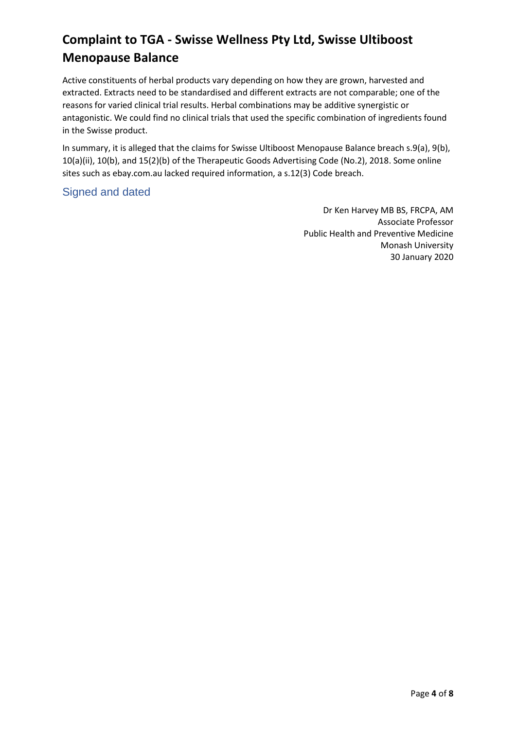# Complaint to TGA - Swisse Wellness Pty Ltd, Swisse Ultiboost Menopause Balance

Active constituents of herbal products vary depending on how they are grown, harvested and extracted. Extracts need to be standardised and different extracts are not comparable; one of the reasons for varied clinical trial results. Herbal combinations may be additive synergistic or antagonistic. We could find no clinical trials that used the specific combination of ingredients found in the Swisse product.

In summary, it is alleged that the claims for Swisse Ultiboost Menopause Balance breach s.9(a), 9(b), 10(a)(ii), 10(b), and 15(2)(b) of the Therapeutic Goods Advertising Code (No.2), 2018. Some online sites such as ebay.com.au lacked required information, a s.12(3) Code breach.

## Signed and dated

Dr Ken Harvey MB BS, FRCPA, AM
Associate Professor
Public Health and Preventive Medicine
Monash University
30 January 2020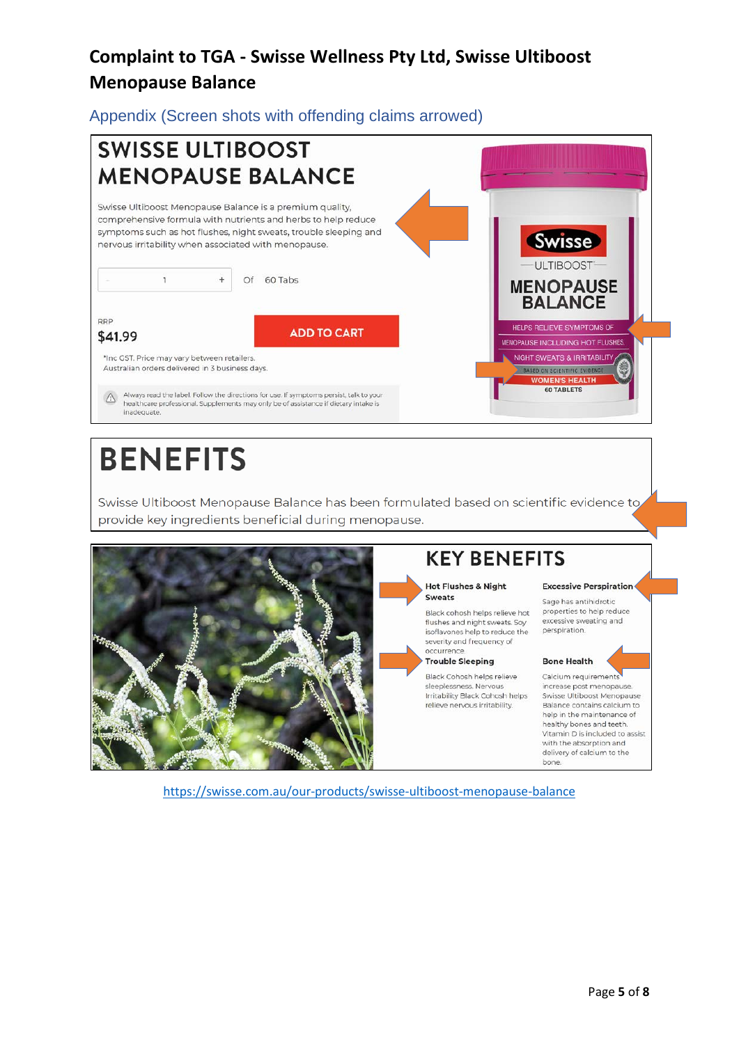# Complaint to TGA - Swisse Wellness Pty Ltd, Swisse Ultiboost Menopause Balance

## Appendix (Screen shots with offending claims arrowed)

## SWISSE ULTIBOOST MENOPAUSE BALANCE

Swisse Ultiboost Menopause Balance is a premium quality, comprehensive formula with nutrients and herbs to help reduce symptoms such as hot flushes, night sweats, trouble sleeping and nervous irritability when associated with menopause.

1 Of 60 Tabs

RRP
$41.99

ADD TO CART

*Inc GST. Price may vary between retailers.
Australian orders delivered in 3 business days.

Always read the label. Follow the directions for use. If symptoms persist, talk to your healthcare professional. Supplements may only be of assistance if dietary intake is inadequate.

Swisse
ULTIBOOST
MENOPAUSE BALANCE
HELPS RELIEVE SYMPTOMS OF MENOPAUSE INCLUDING HOT FLUSHES, NIGHT SWEATS & IRRITABILITY
BASED ON SCIENTIFIC EVIDENCE
WOMEN'S HEALTH
60 TABLETS

## BENEFITS

Swisse Ultiboost Menopause Balance has been formulated based on scientific evidence to provide key ingredients beneficial during menopause.

## KEY BENEFITS

**Hot Flushes & Night Sweats**

Black cohosh helps relieve hot flushes and night sweats. Soy isoflavones help to reduce the severity and frequency of occurrence.

**Trouble Sleeping**

Black Cohosh helps relieve sleeplessness. Nervous Irritability Black Cohosh helps relieve nervous irritability.

**Excessive Perspiration**

Sage has antihidrotic properties to help reduce excessive sweating and perspiration.

**Bone Health**

Calcium requirements increase post menopause. Swisse Ultiboost Menopause Balance contains calcium to help in the maintenance of healthy bones and teeth. Vitamin D is included to assist with the absorption and delivery of calcium to the bone.

https://swisse.com.au/our-products/swisse-ultiboost-menopause-balance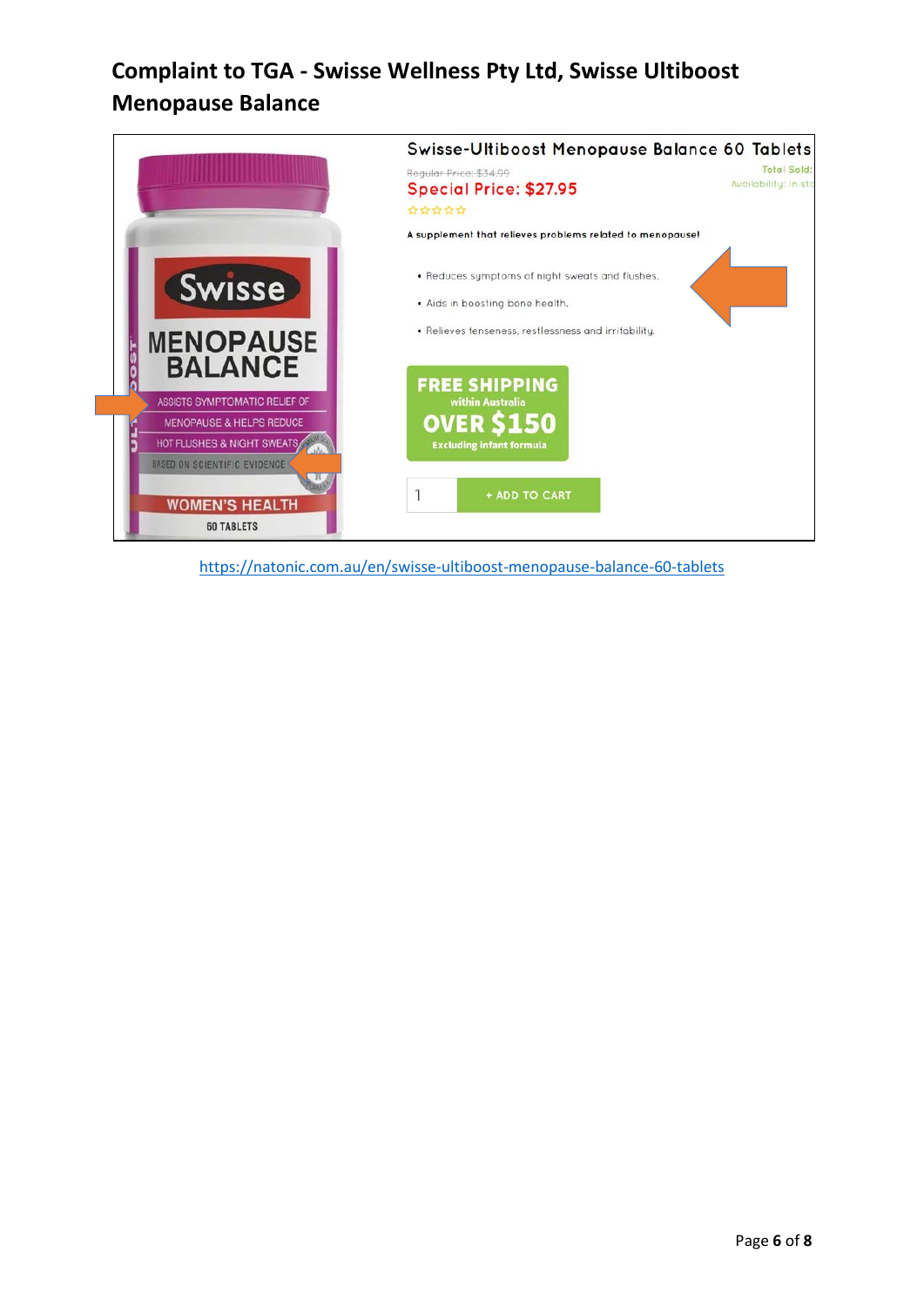# Complaint to TGA - Swisse Wellness Pty Ltd, Swisse Ultiboost Menopause Balance

Swisse

MENOPAUSE BALANCE

ASSISTS SYMPTOMATIC RELIEF OF MENOPAUSE & HELPS REDUCE HOT FLUSHES & NIGHT SWEATS

BASED ON SCIENTIFIC EVIDENCE

WOMEN'S HEALTH

60 TABLETS

Swisse-Ultiboost Menopause Balance 60 Tablets

Regular Price: $34.99

Special Price: $27.95

Total Sold:

Availability: in sto

A supplement that relieves problems related to menopause!

- Reduces symptoms of night sweats and flushes.
- Aids in boosting bone health.
- Relieves tenseness, restlessness and irritability.

FREE SHIPPING within Australia OVER $150 Excluding infant formula

1 + ADD TO CART

https://natonic.com.au/en/swisse-ultiboost-menopause-balance-60-tablets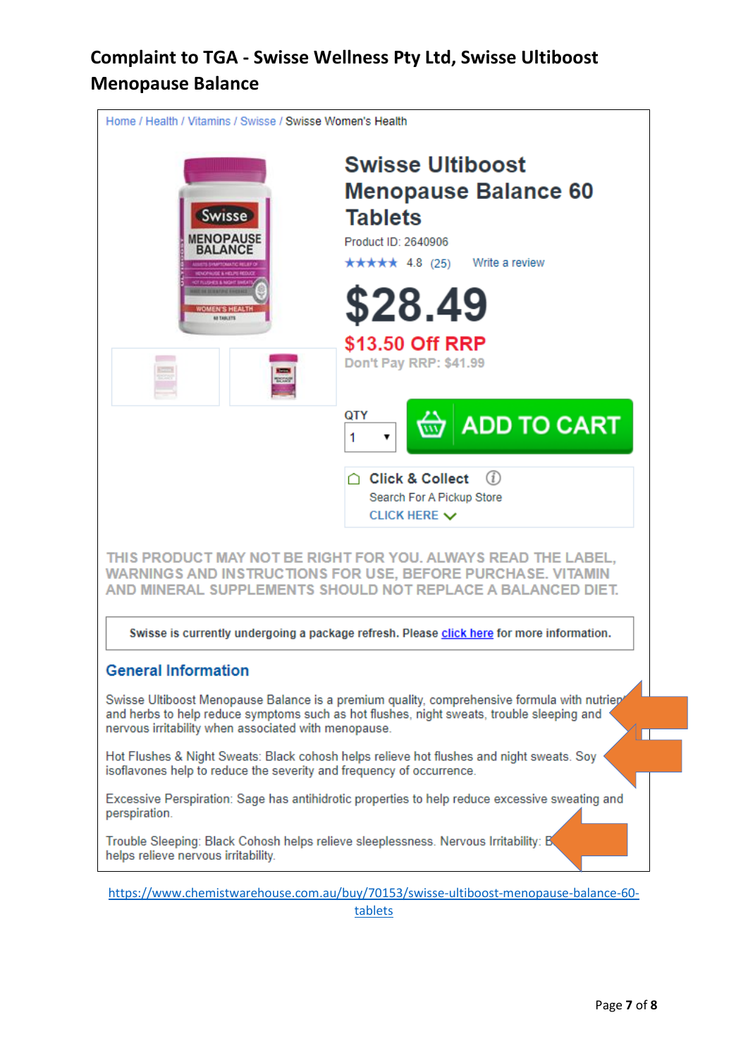## Complaint to TGA - Swisse Wellness Pty Ltd, Swisse Ultiboost Menopause Balance

Home / Health / Vitamins / Swisse / Swisse Women's Health

# Swisse Ultiboost Menopause Balance 60 Tablets

Product ID: 2640906

★★★★★ 4.8 (25) Write a review

**$28.49**

**$13.50 Off RRP**

Don't Pay RRP: $41.99

QTY 1 ADD TO CART

Click & Collect
Search For A Pickup Store
CLICK HERE

THIS PRODUCT MAY NOT BE RIGHT FOR YOU. ALWAYS READ THE LABEL, WARNINGS AND INSTRUCTIONS FOR USE, BEFORE PURCHASE. VITAMIN AND MINERAL SUPPLEMENTS SHOULD NOT REPLACE A BALANCED DIET.

Swisse is currently undergoing a package refresh. Please click here for more information.

### General Information

Swisse Ultiboost Menopause Balance is a premium quality, comprehensive formula with nutrients and herbs to help reduce symptoms such as hot flushes, night sweats, trouble sleeping and nervous irritability when associated with menopause.

Hot Flushes & Night Sweats: Black cohosh helps relieve hot flushes and night sweats. Soy isoflavones help to reduce the severity and frequency of occurrence.

Excessive Perspiration: Sage has antihidrotic properties to help reduce excessive sweating and perspiration.

Trouble Sleeping: Black Cohosh helps relieve sleeplessness. Nervous Irritability: B helps relieve nervous irritability.

https://www.chemistwarehouse.com.au/buy/70153/swisse-ultiboost-menopause-balance-60-tablets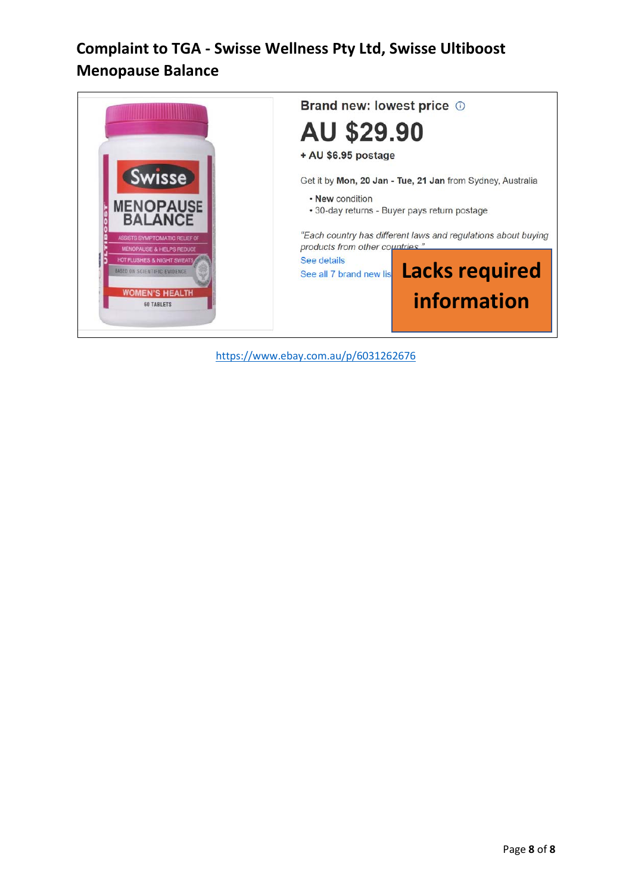## Complaint to TGA - Swisse Wellness Pty Ltd, Swisse Ultiboost Menopause Balance

Swisse

ULTIBOOST

MENOPAUSE BALANCE

ASSISTS SYMPTOMATIC RELIEF OF MENOPAUSE & HELPS REDUCE HOT FLUSHES & NIGHT SWEATS

BASED ON SCIENTIFIC EVIDENCE

WOMEN'S HEALTH

60 TABLETS

Brand new: lowest price

AU $29.90

+ AU $6.95 postage

Get it by **Mon, 20 Jan - Tue, 21 Jan** from Sydney, Australia

- **New** condition
- 30-day returns - Buyer pays return postage

*"Each country has different laws and regulations about buying products from other countries."*

See details

See all 7 brand new lis

**Lacks required information**

https://www.ebay.com.au/p/6031262676